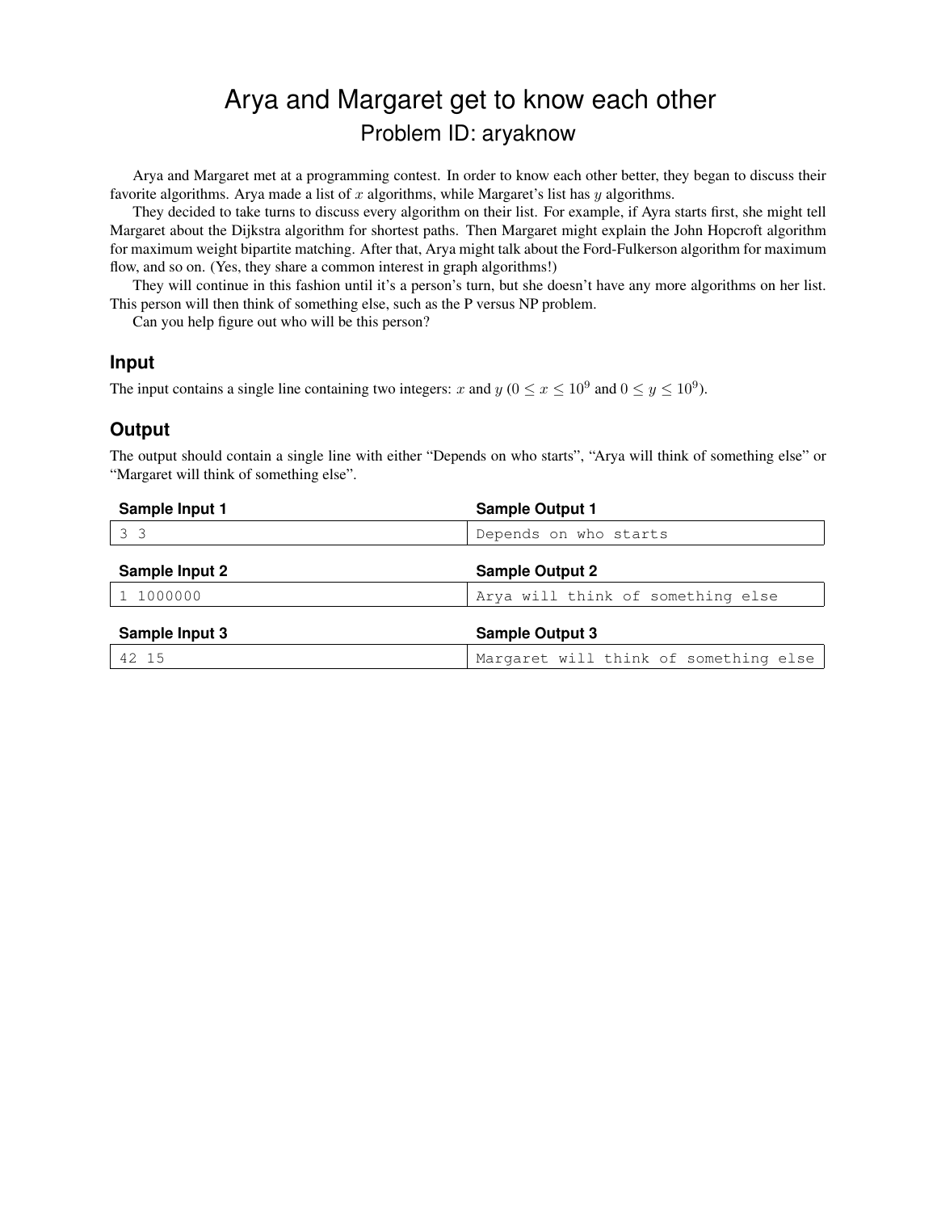# Arya and Margaret get to know each other

## Problem ID: aryaknow

Arya and Margaret met at a programming contest. In order to know each other better, they began to discuss their favorite algorithms. Arya made a list of $x$ algorithms, while Margaret's list has $y$ algorithms.

They decided to take turns to discuss every algorithm on their list. For example, if Ayra starts first, she might tell Margaret about the Dijkstra algorithm for shortest paths. Then Margaret might explain the John Hopcroft algorithm for maximum weight bipartite matching. After that, Arya might talk about the Ford-Fulkerson algorithm for maximum flow, and so on. (Yes, they share a common interest in graph algorithms!)

They will continue in this fashion until it's a person's turn, but she doesn't have any more algorithms on her list. This person will then think of something else, such as the P versus NP problem.

Can you help figure out who will be this person?

### Input

The input contains a single line containing two integers: $x$ and $y$ ($0 \leq x \leq 10^9$ and $0 \leq y \leq 10^9$).

### Output

The output should contain a single line with either "Depends on who starts", "Arya will think of something else" or "Margaret will think of something else".

| Sample Input 1 | Sample Output 1 |
| --- | --- |
| 3 3 | Depends on who starts |

| Sample Input 2 | Sample Output 2 |
| --- | --- |
| 1 1000000 | Arya will think of something else |

| Sample Input 3 | Sample Output 3 |
| --- | --- |
| 42 15 | Margaret will think of something else |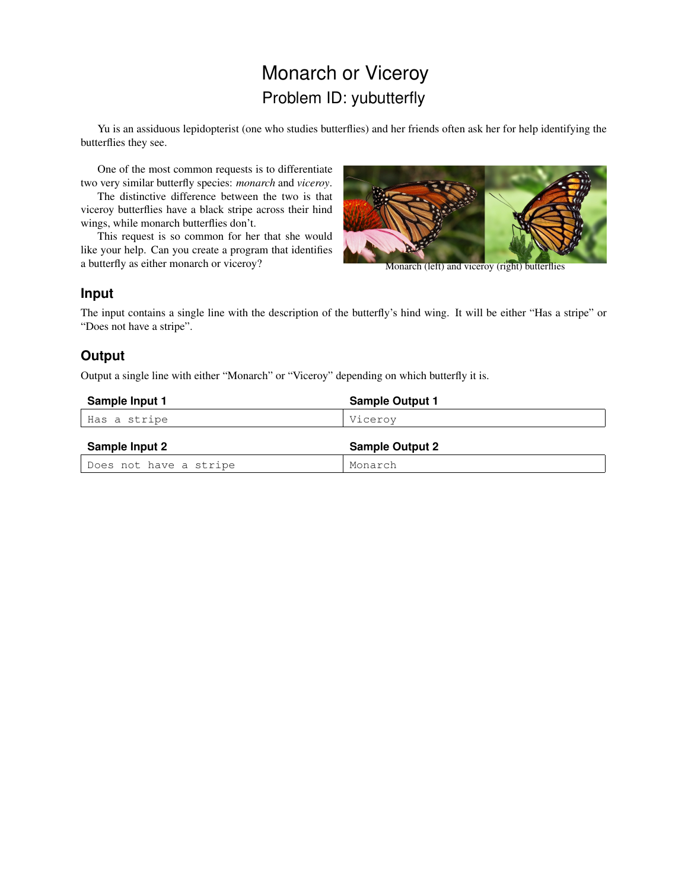# Monarch or Viceroy

## Problem ID: yubutterfly

Yu is an assiduous lepidopterist (one who studies butterflies) and her friends often ask her for help identifying the butterflies they see.

One of the most common requests is to differentiate two very similar butterfly species: *monarch* and *viceroy*.

The distinctive difference between the two is that viceroy butterflies have a black stripe across their hind wings, while monarch butterflies don't.

This request is so common for her that she would like your help. Can you create a program that identifies a butterfly as either monarch or viceroy?

Monarch (left) and viceroy (right) butterflies

## Input

The input contains a single line with the description of the butterfly's hind wing. It will be either "Has a stripe" or "Does not have a stripe".

## Output

Output a single line with either "Monarch" or "Viceroy" depending on which butterfly it is.

| Sample Input 1 | Sample Output 1 |
| --- | --- |
| `Has a stripe` | `Viceroy` |

| Sample Input 2 | Sample Output 2 |
| --- | --- |
| `Does not have a stripe` | `Monarch` |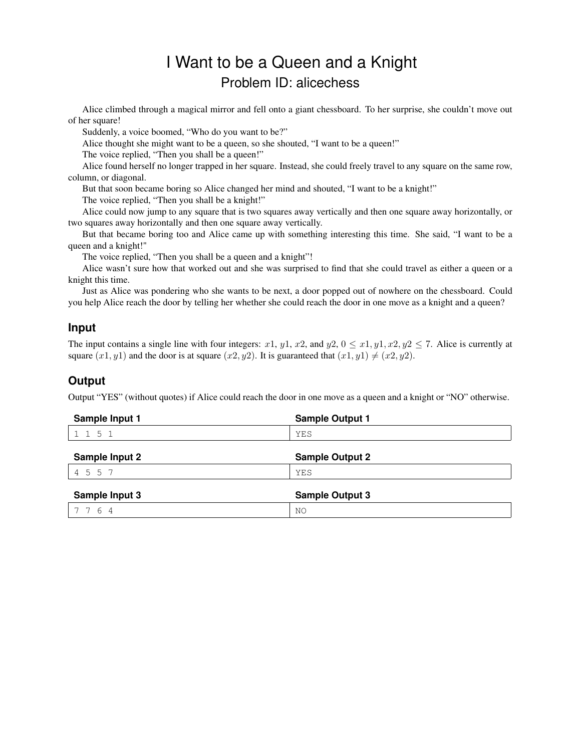# I Want to be a Queen and a Knight

## Problem ID: alicechess

Alice climbed through a magical mirror and fell onto a giant chessboard. To her surprise, she couldn't move out of her square!

Suddenly, a voice boomed, "Who do you want to be?"

Alice thought she might want to be a queen, so she shouted, "I want to be a queen!"

The voice replied, "Then you shall be a queen!"

Alice found herself no longer trapped in her square. Instead, she could freely travel to any square on the same row, column, or diagonal.

But that soon became boring so Alice changed her mind and shouted, "I want to be a knight!"

The voice replied, "Then you shall be a knight!"

Alice could now jump to any square that is two squares away vertically and then one square away horizontally, or two squares away horizontally and then one square away vertically.

But that became boring too and Alice came up with something interesting this time. She said, "I want to be a queen and a knight!"

The voice replied, "Then you shall be a queen and a knight"!

Alice wasn't sure how that worked out and she was surprised to find that she could travel as either a queen or a knight this time.

Just as Alice was pondering who she wants to be next, a door popped out of nowhere on the chessboard. Could you help Alice reach the door by telling her whether she could reach the door in one move as a knight and a queen?

### Input

The input contains a single line with four integers: $x1$, $y1$, $x2$, and $y2$, $0 \leq x1, y1, x2, y2 \leq 7$. Alice is currently at square $(x1, y1)$ and the door is at square $(x2, y2)$. It is guaranteed that $(x1, y1) \neq (x2, y2)$.

### Output

Output "YES" (without quotes) if Alice could reach the door in one move as a queen and a knight or "NO" otherwise.

| Sample Input 1 | Sample Output 1 |
|---|---|
| 1 1 5 1 | YES |

| Sample Input 2 | Sample Output 2 |
|---|---|
| 4 5 5 7 | YES |

| Sample Input 3 | Sample Output 3 |
|---|---|
| 7 7 6 4 | NO |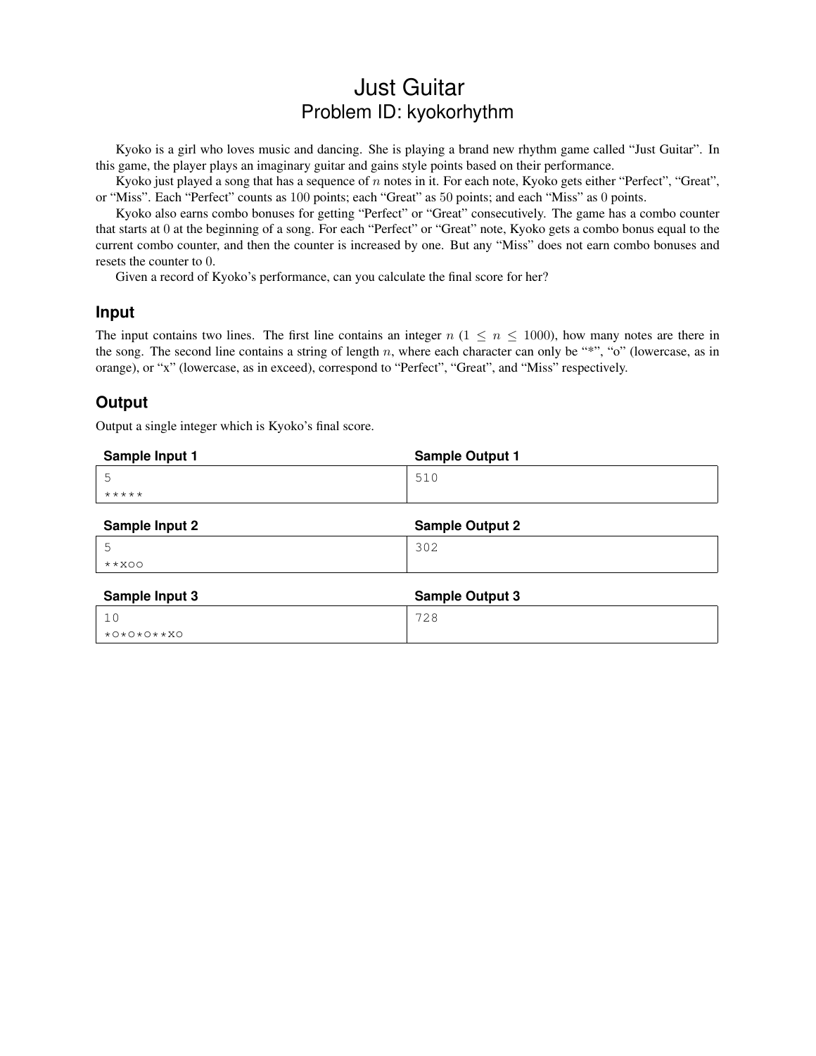# Just Guitar
## Problem ID: kyokorhythm

Kyoko is a girl who loves music and dancing. She is playing a brand new rhythm game called “Just Guitar”. In this game, the player plays an imaginary guitar and gains style points based on their performance.

Kyoko just played a song that has a sequence of $n$ notes in it. For each note, Kyoko gets either “Perfect”, “Great”, or “Miss”. Each “Perfect” counts as 100 points; each “Great” as 50 points; and each “Miss” as 0 points.

Kyoko also earns combo bonuses for getting “Perfect” or “Great” consecutively. The game has a combo counter that starts at 0 at the beginning of a song. For each “Perfect” or “Great” note, Kyoko gets a combo bonus equal to the current combo counter, and then the counter is increased by one. But any “Miss” does not earn combo bonuses and resets the counter to 0.

Given a record of Kyoko’s performance, can you calculate the final score for her?

### Input

The input contains two lines. The first line contains an integer $n$ ($1 \le n \le 1000$), how many notes are there in the song. The second line contains a string of length $n$, where each character can only be “*”, “o” (lowercase, as in orange), or “x” (lowercase, as in exceed), correspond to “Perfect”, “Great”, and “Miss” respectively.

### Output

Output a single integer which is Kyoko’s final score.

**Sample Input 1**

```
5
*****
```

**Sample Output 1**

```
510
```

**Sample Input 2**

```
5
**xoo
```

**Sample Output 2**

```
302
```

**Sample Input 3**

```
10
*o*o*o**xo
```

**Sample Output 3**

```
728
```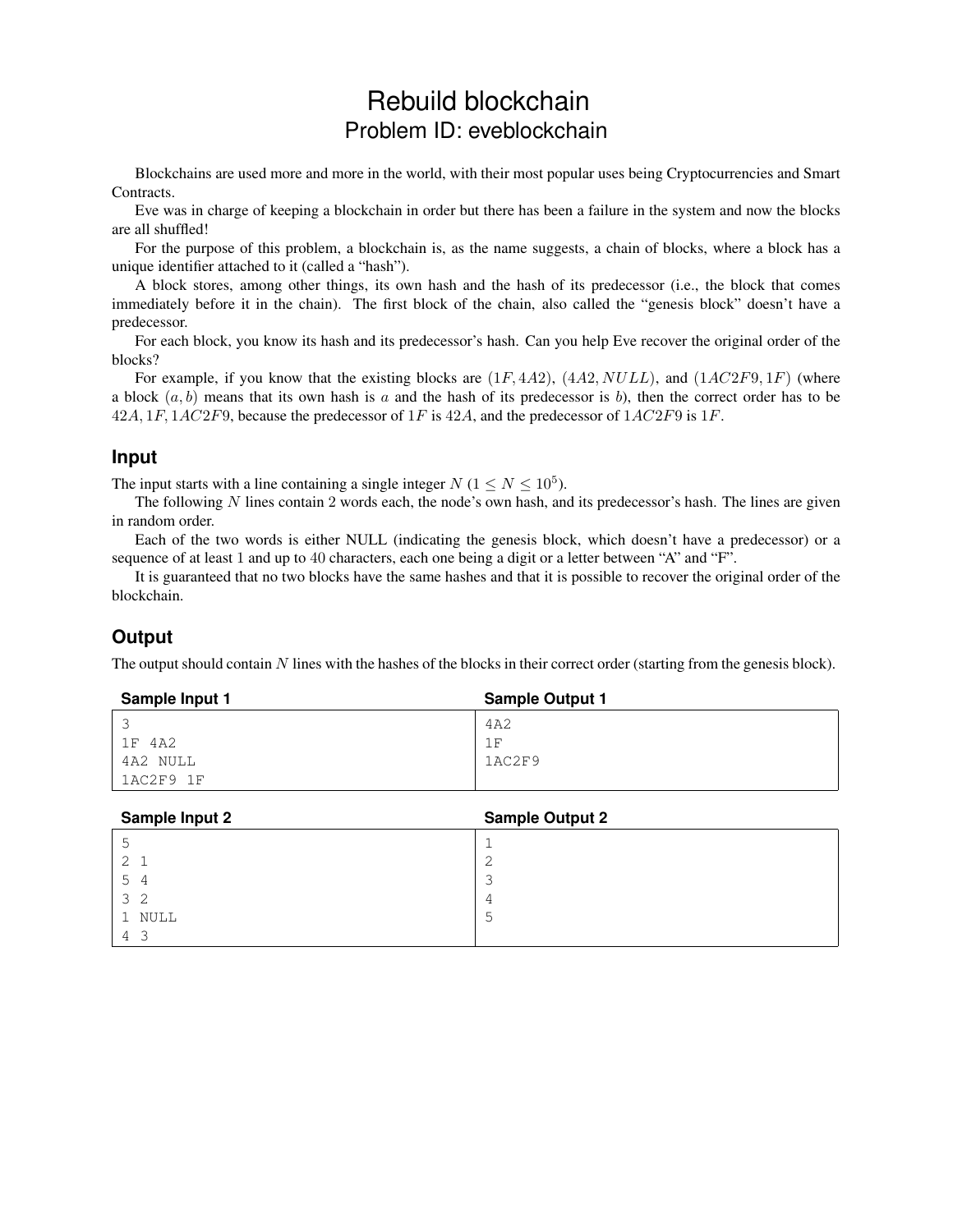# Rebuild blockchain

## Problem ID: eveblockchain

Blockchains are used more and more in the world, with their most popular uses being Cryptocurrencies and Smart Contracts.

Eve was in charge of keeping a blockchain in order but there has been a failure in the system and now the blocks are all shuffled!

For the purpose of this problem, a blockchain is, as the name suggests, a chain of blocks, where a block has a unique identifier attached to it (called a "hash").

A block stores, among other things, its own hash and the hash of its predecessor (i.e., the block that comes immediately before it in the chain). The first block of the chain, also called the "genesis block" doesn't have a predecessor.

For each block, you know its hash and its predecessor's hash. Can you help Eve recover the original order of the blocks?

For example, if you know that the existing blocks are $(1F, 4A2)$, $(4A2, NULL)$, and $(1AC2F9, 1F)$ (where a block $(a, b)$ means that its own hash is $a$ and the hash of its predecessor is $b$), then the correct order has to be $42A, 1F, 1AC2F9$, because the predecessor of $1F$ is $42A$, and the predecessor of $1AC2F9$ is $1F$.

### Input

The input starts with a line containing a single integer $N$ ($1 \leq N \leq 10^5$).

The following $N$ lines contain 2 words each, the node's own hash, and its predecessor's hash. The lines are given in random order.

Each of the two words is either NULL (indicating the genesis block, which doesn't have a predecessor) or a sequence of at least 1 and up to 40 characters, each one being a digit or a letter between "A" and "F".

It is guaranteed that no two blocks have the same hashes and that it is possible to recover the original order of the blockchain.

### Output

The output should contain $N$ lines with the hashes of the blocks in their correct order (starting from the genesis block).

**Sample Input 1**

```
3
1F 4A2
4A2 NULL
1AC2F9 1F
```

**Sample Output 1**

```
4A2
1F
1AC2F9
```

**Sample Input 2**

```
5
2 1
5 4
3 2
1 NULL
4 3
```

**Sample Output 2**

```
1
2
3
4
5
```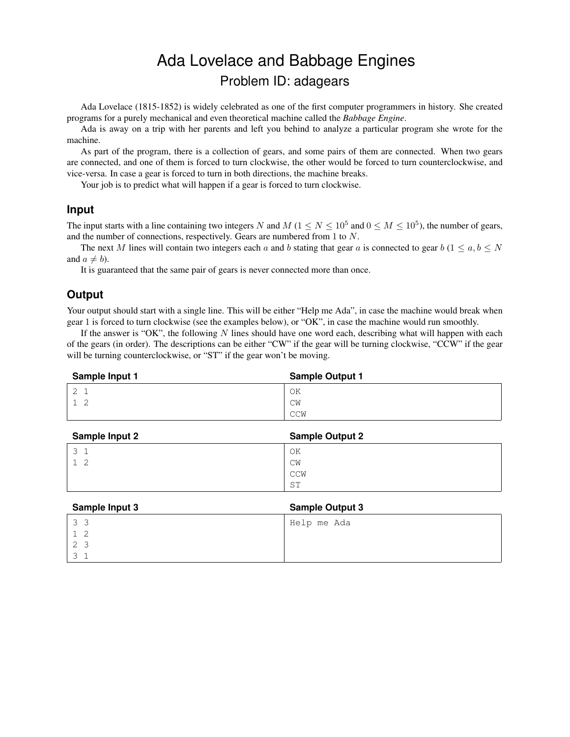# Ada Lovelace and Babbage Engines

## Problem ID: adagears

Ada Lovelace (1815-1852) is widely celebrated as one of the first computer programmers in history. She created programs for a purely mechanical and even theoretical machine called the *Babbage Engine*.

Ada is away on a trip with her parents and left you behind to analyze a particular program she wrote for the machine.

As part of the program, there is a collection of gears, and some pairs of them are connected. When two gears are connected, and one of them is forced to turn clockwise, the other would be forced to turn counterclockwise, and vice-versa. In case a gear is forced to turn in both directions, the machine breaks.

Your job is to predict what will happen if a gear is forced to turn clockwise.

### Input

The input starts with a line containing two integers $N$ and $M$ ($1 \leq N \leq 10^5$ and $0 \leq M \leq 10^5$), the number of gears, and the number of connections, respectively. Gears are numbered from 1 to $N$.

The next $M$ lines will contain two integers each $a$ and $b$ stating that gear $a$ is connected to gear $b$ ($1 \leq a, b \leq N$ and $a \neq b$).

It is guaranteed that the same pair of gears is never connected more than once.

### Output

Your output should start with a single line. This will be either "Help me Ada", in case the machine would break when gear 1 is forced to turn clockwise (see the examples below), or "OK", in case the machine would run smoothly.

If the answer is "OK", the following $N$ lines should have one word each, describing what will happen with each of the gears (in order). The descriptions can be either "CW" if the gear will be turning clockwise, "CCW" if the gear will be turning counterclockwise, or "ST" if the gear won't be moving.

**Sample Input 1**

```
2 1
1 2
```

**Sample Output 1**

```
OK
CW
CCW
```

**Sample Input 2**

```
3 1
1 2
```

**Sample Output 2**

```
OK
CW
CCW
ST
```

**Sample Input 3**

```
3 3
1 2
2 3
3 1
```

**Sample Output 3**

```
Help me Ada
```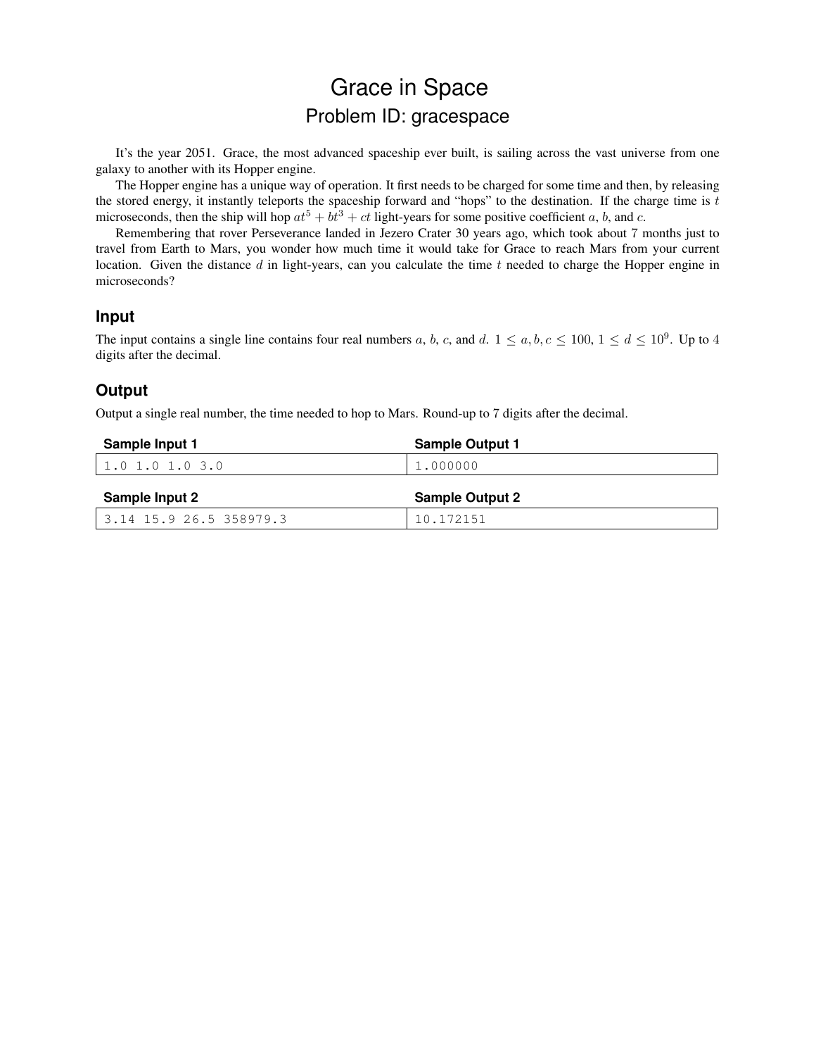# Grace in Space

## Problem ID: gracespace

It's the year 2051. Grace, the most advanced spaceship ever built, is sailing across the vast universe from one galaxy to another with its Hopper engine.

The Hopper engine has a unique way of operation. It first needs to be charged for some time and then, by releasing the stored energy, it instantly teleports the spaceship forward and "hops" to the destination. If the charge time is $t$ microseconds, then the ship will hop $at^5 + bt^3 + ct$ light-years for some positive coefficient $a$, $b$, and $c$.

Remembering that rover Perseverance landed in Jezero Crater 30 years ago, which took about 7 months just to travel from Earth to Mars, you wonder how much time it would take for Grace to reach Mars from your current location. Given the distance $d$ in light-years, can you calculate the time $t$ needed to charge the Hopper engine in microseconds?

### Input

The input contains a single line contains four real numbers $a$, $b$, $c$, and $d$. $1 \leq a, b, c \leq 100$, $1 \leq d \leq 10^9$. Up to 4 digits after the decimal.

### Output

Output a single real number, the time needed to hop to Mars. Round-up to 7 digits after the decimal.

| Sample Input 1 | Sample Output 1 |
|---|---|
| `1.0 1.0 1.0 3.0` | `1.000000` |

| Sample Input 2 | Sample Output 2 |
|---|---|
| `3.14 15.9 26.5 358979.3` | `10.172151` |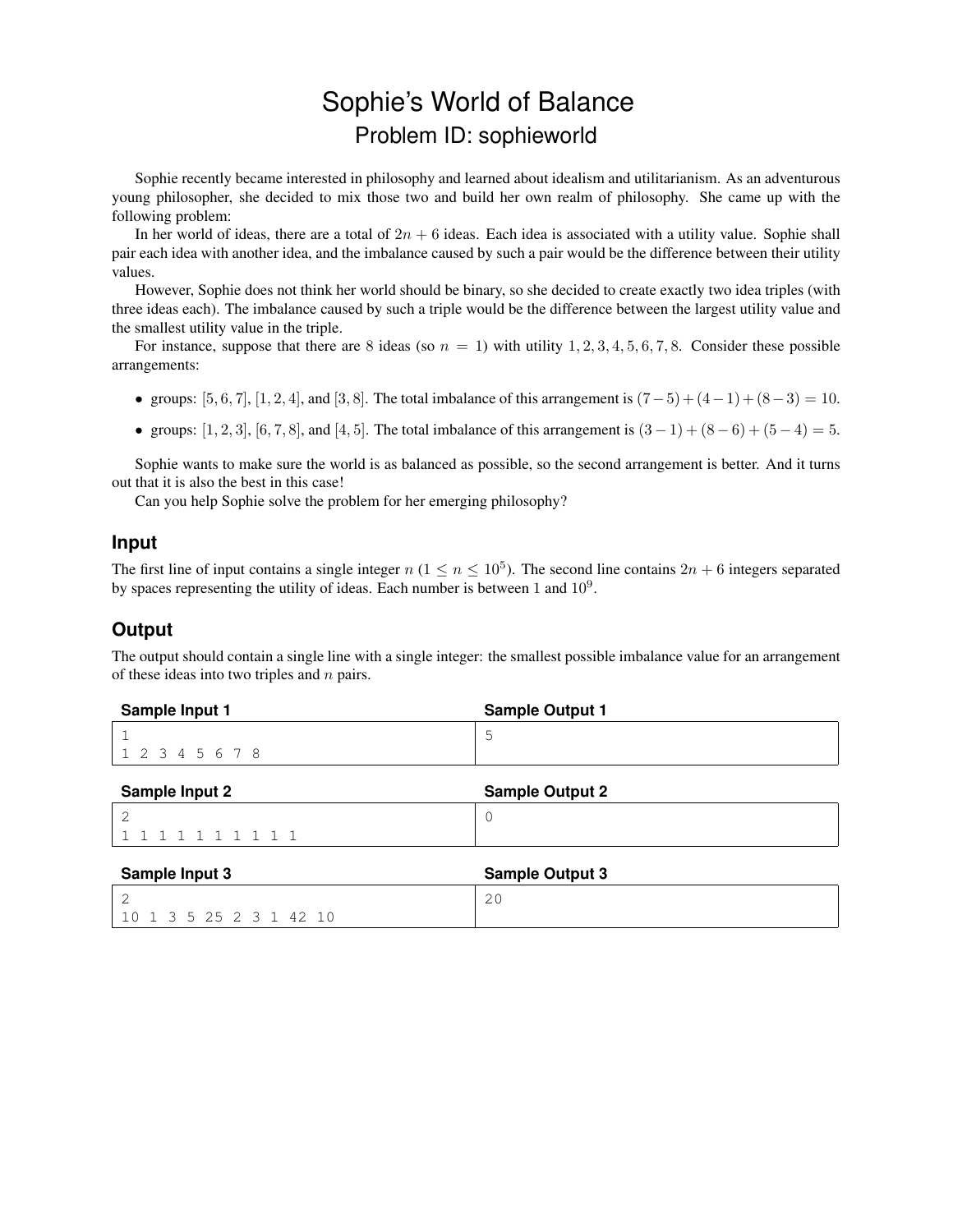# Sophie's World of Balance

## Problem ID: sophieworld

Sophie recently became interested in philosophy and learned about idealism and utilitarianism. As an adventurous young philosopher, she decided to mix those two and build her own realm of philosophy. She came up with the following problem:

In her world of ideas, there are a total of $2n + 6$ ideas. Each idea is associated with a utility value. Sophie shall pair each idea with another idea, and the imbalance caused by such a pair would be the difference between their utility values.

However, Sophie does not think her world should be binary, so she decided to create exactly two idea triples (with three ideas each). The imbalance caused by such a triple would be the difference between the largest utility value and the smallest utility value in the triple.

For instance, suppose that there are 8 ideas (so $n = 1$) with utility $1, 2, 3, 4, 5, 6, 7, 8$. Consider these possible arrangements:

- groups: $[5, 6, 7]$, $[1, 2, 4]$, and $[3, 8]$. The total imbalance of this arrangement is $(7-5)+(4-1)+(8-3) = 10$.
- groups: $[1, 2, 3]$, $[6, 7, 8]$, and $[4, 5]$. The total imbalance of this arrangement is $(3-1)+(8-6)+(5-4) = 5$.

Sophie wants to make sure the world is as balanced as possible, so the second arrangement is better. And it turns out that it is also the best in this case!

Can you help Sophie solve the problem for her emerging philosophy?

### Input

The first line of input contains a single integer $n$ ($1 \le n \le 10^5$). The second line contains $2n + 6$ integers separated by spaces representing the utility of ideas. Each number is between 1 and $10^9$.

### Output

The output should contain a single line with a single integer: the smallest possible imbalance value for an arrangement of these ideas into two triples and $n$ pairs.

| Sample Input 1 | Sample Output 1 |
|---|---|
| 1<br>1 2 3 4 5 6 7 8 | 5 |

| Sample Input 2 | Sample Output 2 |
|---|---|
| 2<br>1 1 1 1 1 1 1 1 1 1 | 0 |

| Sample Input 3 | Sample Output 3 |
|---|---|
| 2<br>10 1 3 5 25 2 3 1 42 10 | 20 |